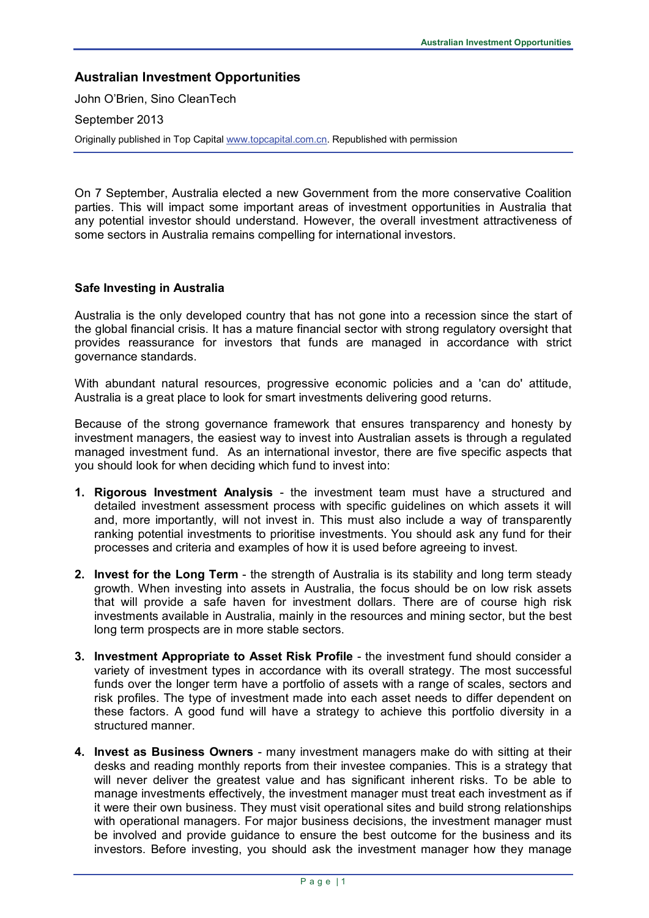# Australian Investment Opportunities

John O'Brien, Sino CleanTech

September 2013

Originally published in Top Capital www.topcapital.com.cn. Republished with permission

On 7 September, Australia elected a new Government from the more conservative Coalition parties. This will impact some important areas of investment opportunities in Australia that any potential investor should understand. However, the overall investment attractiveness of some sectors in Australia remains compelling for international investors.

## Safe Investing in Australia

Australia is the only developed country that has not gone into a recession since the start of the global financial crisis. It has a mature financial sector with strong regulatory oversight that provides reassurance for investors that funds are managed in accordance with strict governance standards.

With abundant natural resources, progressive economic policies and a 'can do' attitude, Australia is a great place to look for smart investments delivering good returns.

Because of the strong governance framework that ensures transparency and honesty by investment managers, the easiest way to invest into Australian assets is through a regulated managed investment fund. As an international investor, there are five specific aspects that you should look for when deciding which fund to invest into:

1. **Rigorous Investment Analysis** - the investment team must have a structured and detailed investment assessment process with specific guidelines on which assets it will and, more importantly, will not invest in. This must also include a way of transparently ranking potential investments to prioritise investments. You should ask any fund for their processes and criteria and examples of how it is used before agreeing to invest.

2. **Invest for the Long Term** - the strength of Australia is its stability and long term steady growth. When investing into assets in Australia, the focus should be on low risk assets that will provide a safe haven for investment dollars. There are of course high risk investments available in Australia, mainly in the resources and mining sector, but the best long term prospects are in more stable sectors.

3. **Investment Appropriate to Asset Risk Profile** - the investment fund should consider a variety of investment types in accordance with its overall strategy. The most successful funds over the longer term have a portfolio of assets with a range of scales, sectors and risk profiles. The type of investment made into each asset needs to differ dependent on these factors. A good fund will have a strategy to achieve this portfolio diversity in a structured manner.

4. **Invest as Business Owners** - many investment managers make do with sitting at their desks and reading monthly reports from their investee companies. This is a strategy that will never deliver the greatest value and has significant inherent risks. To be able to manage investments effectively, the investment manager must treat each investment as if it were their own business. They must visit operational sites and build strong relationships with operational managers. For major business decisions, the investment manager must be involved and provide guidance to ensure the best outcome for the business and its investors. Before investing, you should ask the investment manager how they manage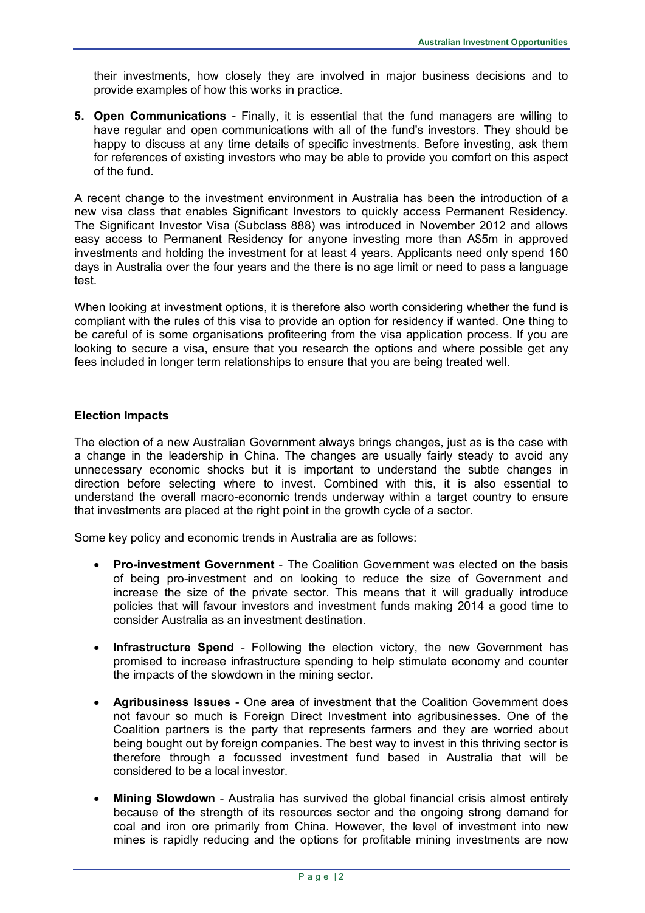their investments, how closely they are involved in major business decisions and to provide examples of how this works in practice.

5. **Open Communications** - Finally, it is essential that the fund managers are willing to have regular and open communications with all of the fund's investors. They should be happy to discuss at any time details of specific investments. Before investing, ask them for references of existing investors who may be able to provide you comfort on this aspect of the fund.

A recent change to the investment environment in Australia has been the introduction of a new visa class that enables Significant Investors to quickly access Permanent Residency. The Significant Investor Visa (Subclass 888) was introduced in November 2012 and allows easy access to Permanent Residency for anyone investing more than A$5m in approved investments and holding the investment for at least 4 years. Applicants need only spend 160 days in Australia over the four years and the there is no age limit or need to pass a language test.

When looking at investment options, it is therefore also worth considering whether the fund is compliant with the rules of this visa to provide an option for residency if wanted. One thing to be careful of is some organisations profiteering from the visa application process. If you are looking to secure a visa, ensure that you research the options and where possible get any fees included in longer term relationships to ensure that you are being treated well.

### Election Impacts

The election of a new Australian Government always brings changes, just as is the case with a change in the leadership in China. The changes are usually fairly steady to avoid any unnecessary economic shocks but it is important to understand the subtle changes in direction before selecting where to invest. Combined with this, it is also essential to understand the overall macro-economic trends underway within a target country to ensure that investments are placed at the right point in the growth cycle of a sector.

Some key policy and economic trends in Australia are as follows:

- **Pro-investment Government** - The Coalition Government was elected on the basis of being pro-investment and on looking to reduce the size of Government and increase the size of the private sector. This means that it will gradually introduce policies that will favour investors and investment funds making 2014 a good time to consider Australia as an investment destination.

- **Infrastructure Spend** - Following the election victory, the new Government has promised to increase infrastructure spending to help stimulate economy and counter the impacts of the slowdown in the mining sector.

- **Agribusiness Issues** - One area of investment that the Coalition Government does not favour so much is Foreign Direct Investment into agribusinesses. One of the Coalition partners is the party that represents farmers and they are worried about being bought out by foreign companies. The best way to invest in this thriving sector is therefore through a focussed investment fund based in Australia that will be considered to be a local investor.

- **Mining Slowdown** - Australia has survived the global financial crisis almost entirely because of the strength of its resources sector and the ongoing strong demand for coal and iron ore primarily from China. However, the level of investment into new mines is rapidly reducing and the options for profitable mining investments are now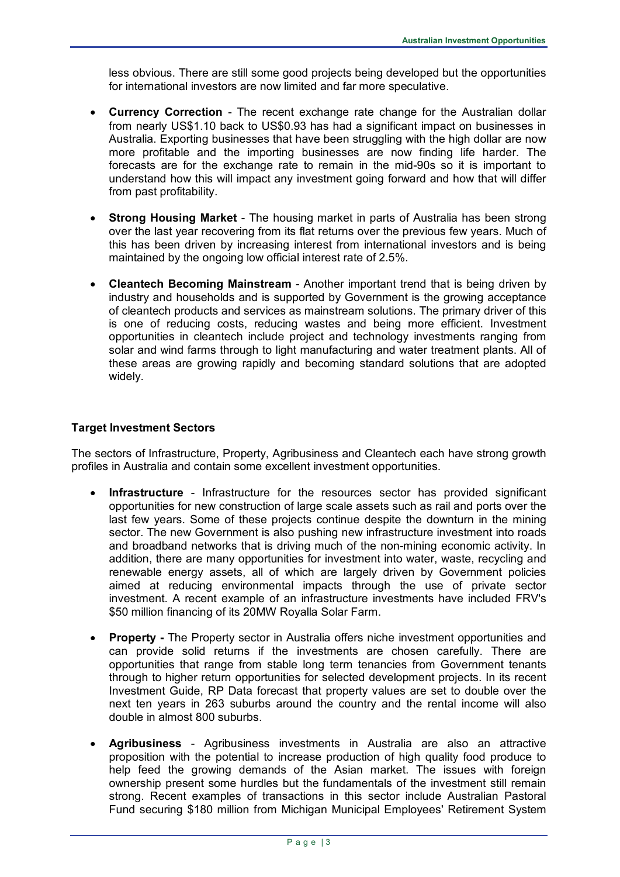less obvious. There are still some good projects being developed but the opportunities for international investors are now limited and far more speculative.

- **Currency Correction** - The recent exchange rate change for the Australian dollar from nearly US$1.10 back to US$0.93 has had a significant impact on businesses in Australia. Exporting businesses that have been struggling with the high dollar are now more profitable and the importing businesses are now finding life harder. The forecasts are for the exchange rate to remain in the mid-90s so it is important to understand how this will impact any investment going forward and how that will differ from past profitability.

- **Strong Housing Market** - The housing market in parts of Australia has been strong over the last year recovering from its flat returns over the previous few years. Much of this has been driven by increasing interest from international investors and is being maintained by the ongoing low official interest rate of 2.5%.

- **Cleantech Becoming Mainstream** - Another important trend that is being driven by industry and households and is supported by Government is the growing acceptance of cleantech products and services as mainstream solutions. The primary driver of this is one of reducing costs, reducing wastes and being more efficient. Investment opportunities in cleantech include project and technology investments ranging from solar and wind farms through to light manufacturing and water treatment plants. All of these areas are growing rapidly and becoming standard solutions that are adopted widely.

**Target Investment Sectors**

The sectors of Infrastructure, Property, Agribusiness and Cleantech each have strong growth profiles in Australia and contain some excellent investment opportunities.

- **Infrastructure** - Infrastructure for the resources sector has provided significant opportunities for new construction of large scale assets such as rail and ports over the last few years. Some of these projects continue despite the downturn in the mining sector. The new Government is also pushing new infrastructure investment into roads and broadband networks that is driving much of the non-mining economic activity. In addition, there are many opportunities for investment into water, waste, recycling and renewable energy assets, all of which are largely driven by Government policies aimed at reducing environmental impacts through the use of private sector investment. A recent example of an infrastructure investments have included FRV's $50 million financing of its 20MW Royalla Solar Farm.

- **Property -** The Property sector in Australia offers niche investment opportunities and can provide solid returns if the investments are chosen carefully. There are opportunities that range from stable long term tenancies from Government tenants through to higher return opportunities for selected development projects. In its recent Investment Guide, RP Data forecast that property values are set to double over the next ten years in 263 suburbs around the country and the rental income will also double in almost 800 suburbs.

- **Agribusiness** - Agribusiness investments in Australia are also an attractive proposition with the potential to increase production of high quality food produce to help feed the growing demands of the Asian market. The issues with foreign ownership present some hurdles but the fundamentals of the investment still remain strong. Recent examples of transactions in this sector include Australian Pastoral Fund securing $180 million from Michigan Municipal Employees' Retirement System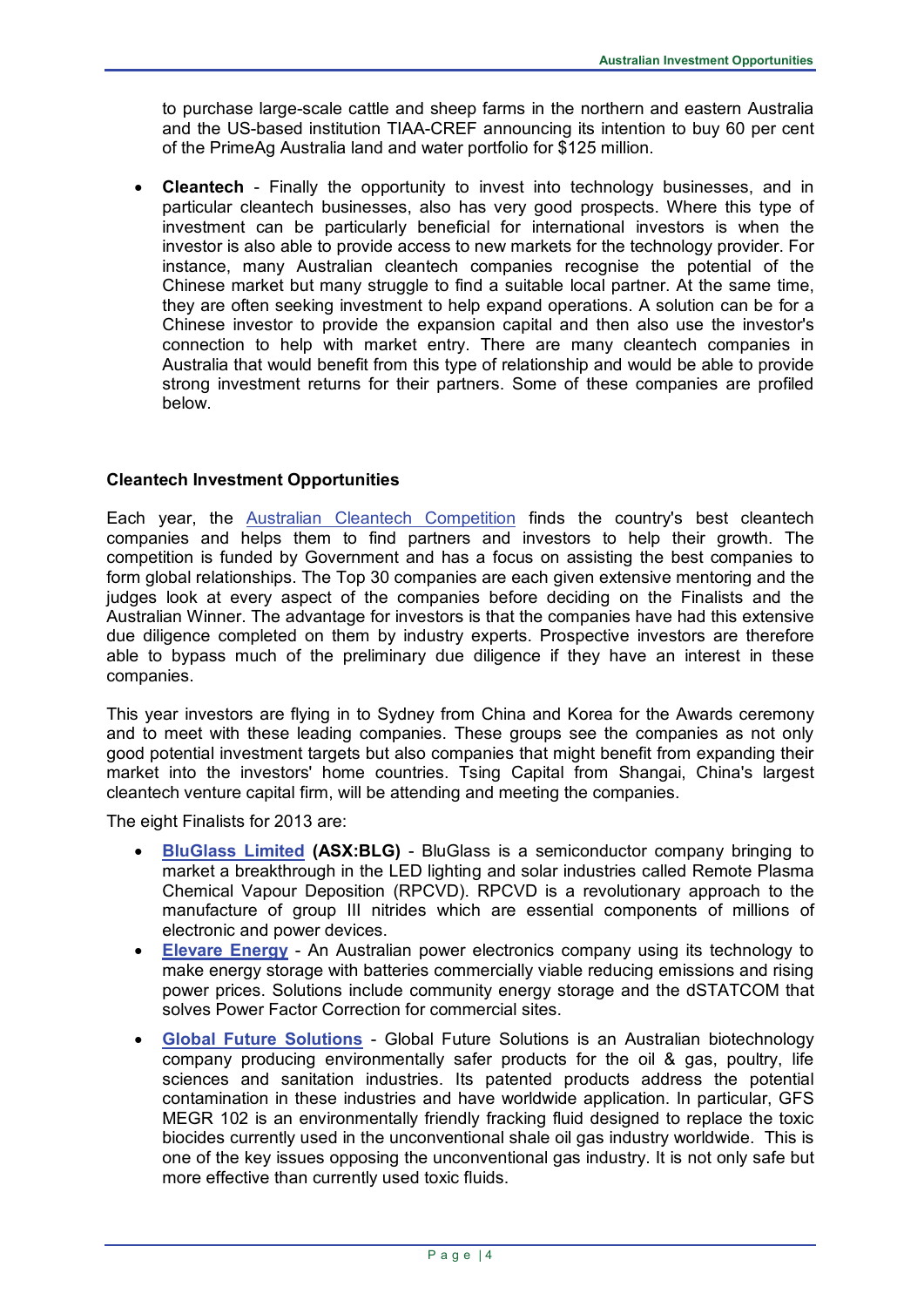to purchase large-scale cattle and sheep farms in the northern and eastern Australia and the US-based institution TIAA-CREF announcing its intention to buy 60 per cent of the PrimeAg Australia land and water portfolio for $125 million.

- **Cleantech** - Finally the opportunity to invest into technology businesses, and in particular cleantech businesses, also has very good prospects. Where this type of investment can be particularly beneficial for international investors is when the investor is also able to provide access to new markets for the technology provider. For instance, many Australian cleantech companies recognise the potential of the Chinese market but many struggle to find a suitable local partner. At the same time, they are often seeking investment to help expand operations. A solution can be for a Chinese investor to provide the expansion capital and then also use the investor's connection to help with market entry. There are many cleantech companies in Australia that would benefit from this type of relationship and would be able to provide strong investment returns for their partners. Some of these companies are profiled below.

**Cleantech Investment Opportunities**

Each year, the Australian Cleantech Competition finds the country's best cleantech companies and helps them to find partners and investors to help their growth. The competition is funded by Government and has a focus on assisting the best companies to form global relationships. The Top 30 companies are each given extensive mentoring and the judges look at every aspect of the companies before deciding on the Finalists and the Australian Winner. The advantage for investors is that the companies have had this extensive due diligence completed on them by industry experts. Prospective investors are therefore able to bypass much of the preliminary due diligence if they have an interest in these companies.

This year investors are flying in to Sydney from China and Korea for the Awards ceremony and to meet with these leading companies. These groups see the companies as not only good potential investment targets but also companies that might benefit from expanding their market into the investors' home countries. Tsing Capital from Shangai, China's largest cleantech venture capital firm, will be attending and meeting the companies.

The eight Finalists for 2013 are:

- **BluGlass Limited (ASX:BLG)** - BluGlass is a semiconductor company bringing to market a breakthrough in the LED lighting and solar industries called Remote Plasma Chemical Vapour Deposition (RPCVD). RPCVD is a revolutionary approach to the manufacture of group III nitrides which are essential components of millions of electronic and power devices.
- **Elevare Energy** - An Australian power electronics company using its technology to make energy storage with batteries commercially viable reducing emissions and rising power prices. Solutions include community energy storage and the dSTATCOM that solves Power Factor Correction for commercial sites.
- **Global Future Solutions** - Global Future Solutions is an Australian biotechnology company producing environmentally safer products for the oil & gas, poultry, life sciences and sanitation industries. Its patented products address the potential contamination in these industries and have worldwide application. In particular, GFS MEGR 102 is an environmentally friendly fracking fluid designed to replace the toxic biocides currently used in the unconventional shale oil gas industry worldwide. This is one of the key issues opposing the unconventional gas industry. It is not only safe but more effective than currently used toxic fluids.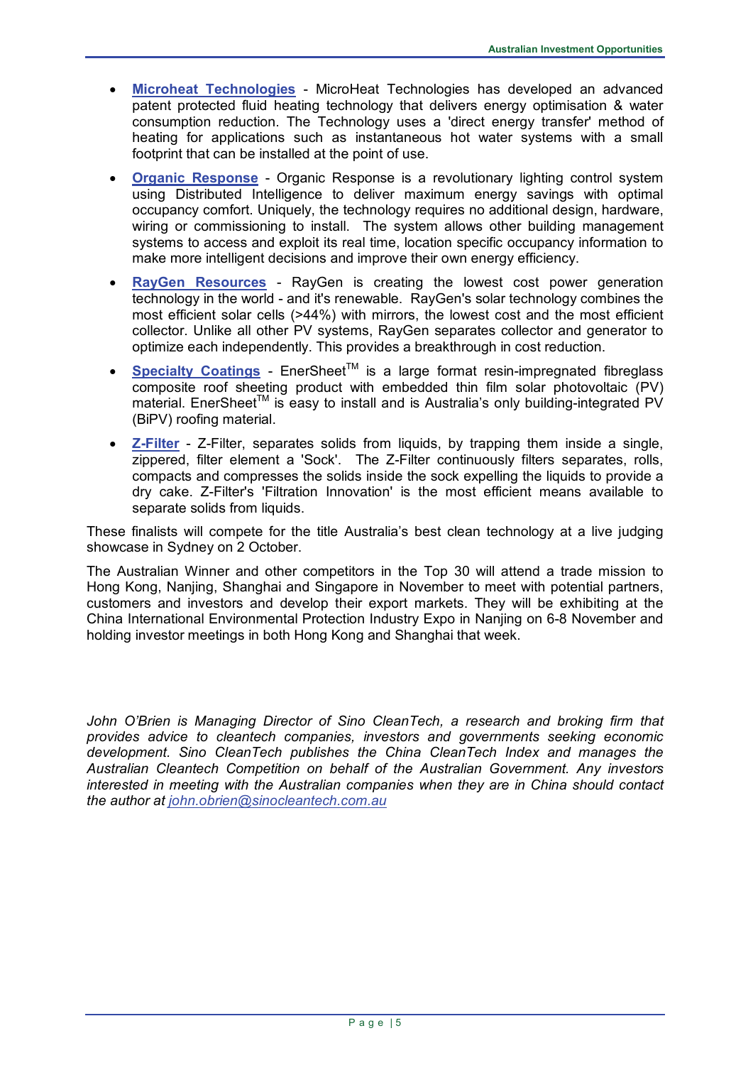- **Microheat Technologies** - MicroHeat Technologies has developed an advanced patent protected fluid heating technology that delivers energy optimisation & water consumption reduction. The Technology uses a 'direct energy transfer' method of heating for applications such as instantaneous hot water systems with a small footprint that can be installed at the point of use.
- **Organic Response** - Organic Response is a revolutionary lighting control system using Distributed Intelligence to deliver maximum energy savings with optimal occupancy comfort. Uniquely, the technology requires no additional design, hardware, wiring or commissioning to install. The system allows other building management systems to access and exploit its real time, location specific occupancy information to make more intelligent decisions and improve their own energy efficiency.
- **RayGen Resources** - RayGen is creating the lowest cost power generation technology in the world - and it's renewable. RayGen's solar technology combines the most efficient solar cells (>44%) with mirrors, the lowest cost and the most efficient collector. Unlike all other PV systems, RayGen separates collector and generator to optimize each independently. This provides a breakthrough in cost reduction.
- **Specialty Coatings** - EnerSheet™ is a large format resin-impregnated fibreglass composite roof sheeting product with embedded thin film solar photovoltaic (PV) material. EnerSheet™ is easy to install and is Australia's only building-integrated PV (BiPV) roofing material.
- **Z-Filter** - Z-Filter, separates solids from liquids, by trapping them inside a single, zippered, filter element a 'Sock'. The Z-Filter continuously filters separates, rolls, compacts and compresses the solids inside the sock expelling the liquids to provide a dry cake. Z-Filter's 'Filtration Innovation' is the most efficient means available to separate solids from liquids.

These finalists will compete for the title Australia's best clean technology at a live judging showcase in Sydney on 2 October.

The Australian Winner and other competitors in the Top 30 will attend a trade mission to Hong Kong, Nanjing, Shanghai and Singapore in November to meet with potential partners, customers and investors and develop their export markets. They will be exhibiting at the China International Environmental Protection Industry Expo in Nanjing on 6-8 November and holding investor meetings in both Hong Kong and Shanghai that week.

*John O'Brien is Managing Director of Sino CleanTech, a research and broking firm that provides advice to cleantech companies, investors and governments seeking economic development. Sino CleanTech publishes the China CleanTech Index and manages the Australian Cleantech Competition on behalf of the Australian Government. Any investors interested in meeting with the Australian companies when they are in China should contact the author at john.obrien@sinocleantech.com.au*